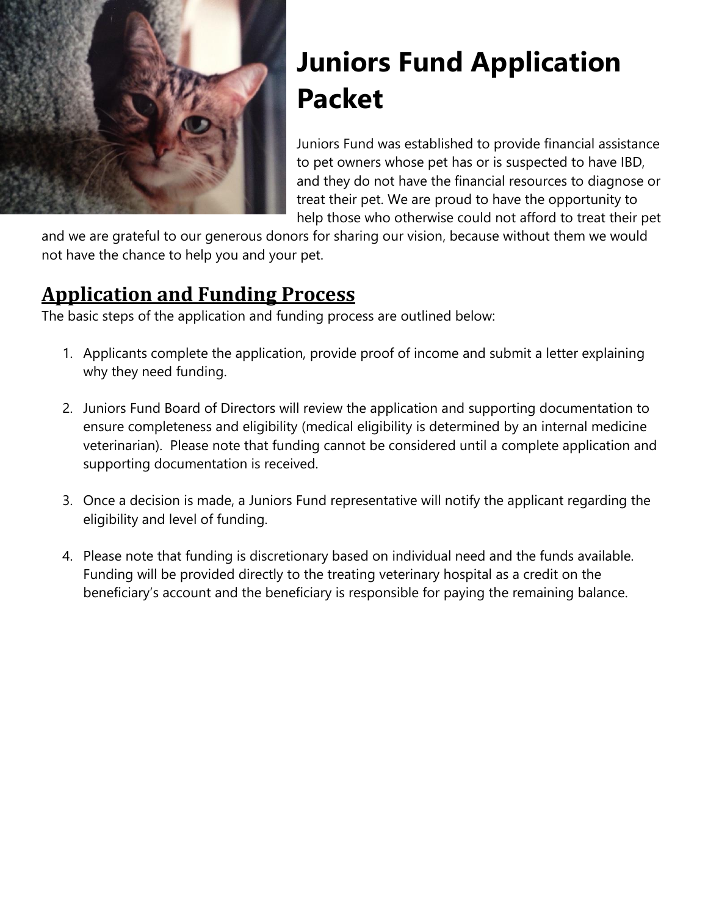# Juniors Fund Application Packet

Juniors Fund was established to provide financial assistance to pet owners whose pet has or is suspected to have IBD, and they do not have the financial resources to diagnose or treat their pet. We are proud to have the opportunity to help those who otherwise could not afford to treat their pet and we are grateful to our generous donors for sharing our vision, because without them we would not have the chance to help you and your pet.

## Application and Funding Process

The basic steps of the application and funding process are outlined below:

1. Applicants complete the application, provide proof of income and submit a letter explaining why they need funding.

2. Juniors Fund Board of Directors will review the application and supporting documentation to ensure completeness and eligibility (medical eligibility is determined by an internal medicine veterinarian). Please note that funding cannot be considered until a complete application and supporting documentation is received.

3. Once a decision is made, a Juniors Fund representative will notify the applicant regarding the eligibility and level of funding.

4. Please note that funding is discretionary based on individual need and the funds available. Funding will be provided directly to the treating veterinary hospital as a credit on the beneficiary's account and the beneficiary is responsible for paying the remaining balance.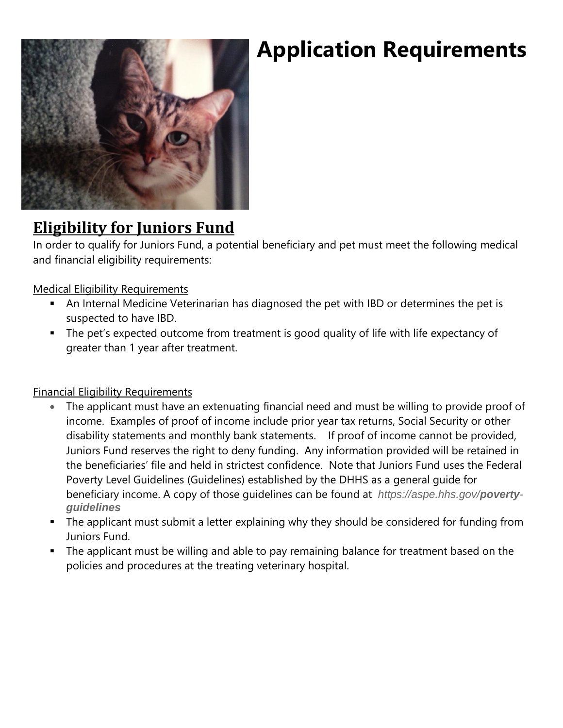# Application Requirements

## Eligibility for Juniors Fund

In order to qualify for Juniors Fund, a potential beneficiary and pet must meet the following medical and financial eligibility requirements:

Medical Eligibility Requirements

- An Internal Medicine Veterinarian has diagnosed the pet with IBD or determines the pet is suspected to have IBD.
- The pet's expected outcome from treatment is good quality of life with life expectancy of greater than 1 year after treatment.

Financial Eligibility Requirements

- The applicant must have an extenuating financial need and must be willing to provide proof of income. Examples of proof of income include prior year tax returns, Social Security or other disability statements and monthly bank statements. If proof of income cannot be provided, Juniors Fund reserves the right to deny funding. Any information provided will be retained in the beneficiaries' file and held in strictest confidence. Note that Juniors Fund uses the Federal Poverty Level Guidelines (Guidelines) established by the DHHS as a general guide for beneficiary income. A copy of those guidelines can be found at *https://aspe.hhs.gov/**poverty-guidelines***
- The applicant must submit a letter explaining why they should be considered for funding from Juniors Fund.
- The applicant must be willing and able to pay remaining balance for treatment based on the policies and procedures at the treating veterinary hospital.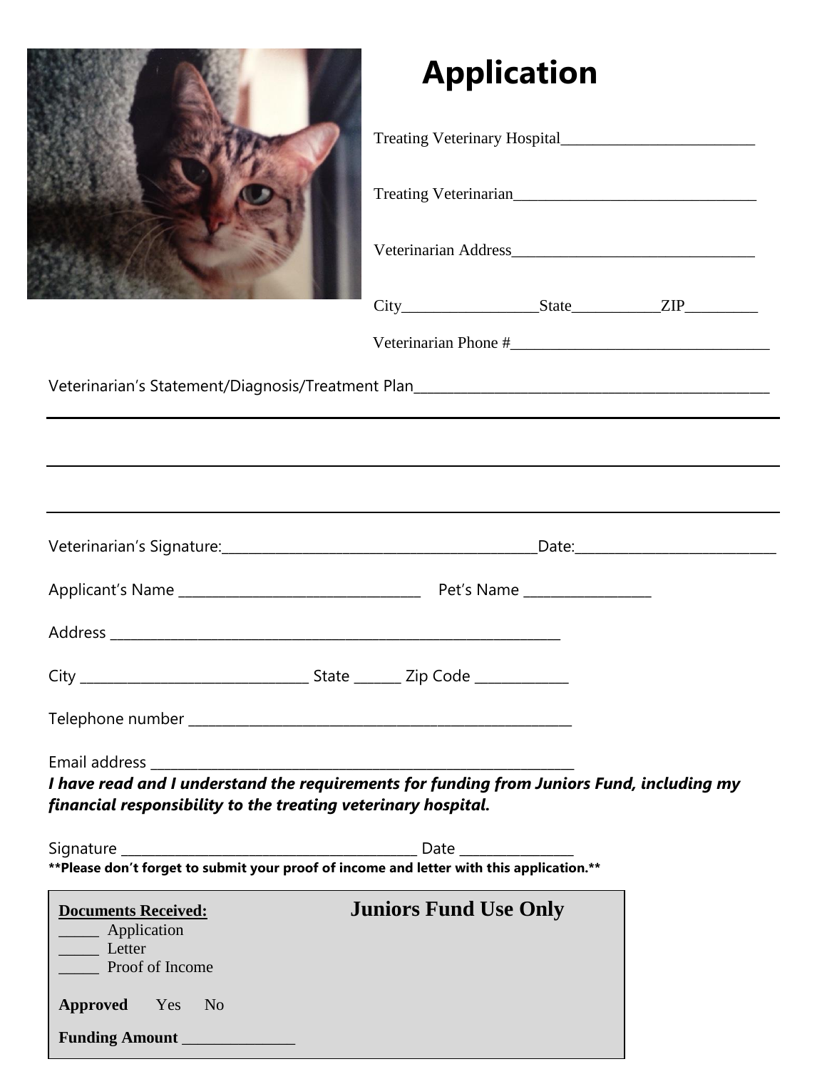# Application

Treating Veterinary Hospital________________________

Treating Veterinarian______________________________

Veterinarian Address______________________________

City_________________State___________ZIP_________

Veterinarian Phone #_________________________________

Veterinarian's Statement/Diagnosis/Treatment Plan_______________________________________________

_______________________________________________________________________________

_______________________________________________________________________________

_______________________________________________________________________________

Veterinarian's Signature:___________________________________________Date:____________________________

Applicant's Name __________________________________ Pet's Name _________________

Address _______________________________________________________________

City ______________________________ State ______ Zip Code _____________

Telephone number ______________________________________________________

Email address _________________________________________________________

***I have read and I understand the requirements for funding from Juniors Fund, including my financial responsibility to the treating veterinary hospital.***

Signature ________________________________________ Date _______________

**\*\*Please don't forget to submit your proof of income and letter with this application.\*\***

**Juniors Fund Use Only**

**Documents Received:**

_____ Application

_____ Letter

_____ Proof of Income

**Approved** Yes No

**Funding Amount** ______________